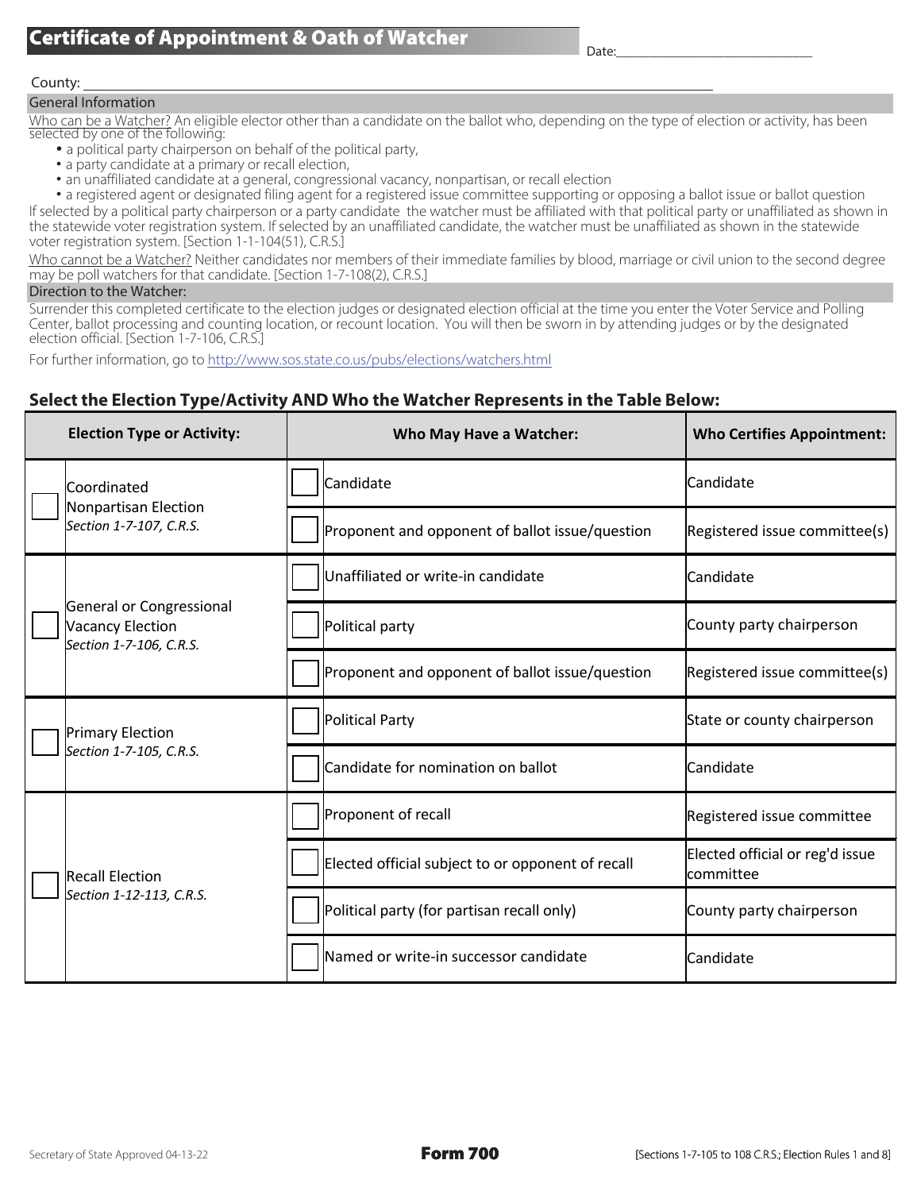# Certificate of Appointment & Oath of Watcher

Date:______________________________

County: ______________________________________________________________________________

## General Information

Who can be a Watcher? An eligible elector other than a candidate on the ballot who, depending on the type of election or activity, has been selected by one of the following:

- a political party chairperson on behalf of the political party,
- a party candidate at a primary or recall election,
- an unaffiliated candidate at a general, congressional vacancy, nonpartisan, or recall election
- a registered agent or designated filing agent for a registered issue committee supporting or opposing a ballot issue or ballot question

If selected by a political party chairperson or a party candidate the watcher must be affiliated with that political party or unaffiliated as shown in the statewide voter registration system. If selected by an unaffiliated candidate, the watcher must be unaffiliated as shown in the statewide voter registration system. [Section 1-1-104(51), C.R.S.]

Who cannot be a Watcher? Neither candidates nor members of their immediate families by blood, marriage or civil union to the second degree may be poll watchers for that candidate. [Section 1-7-108(2), C.R.S.]

## Direction to the Watcher:

Surrender this completed certificate to the election judges or designated election official at the time you enter the Voter Service and Polling Center, ballot processing and counting location, or recount location. You will then be sworn in by attending judges or by the designated election official. [Section 1-7-106, C.R.S.]

For further information, go to http://www.sos.state.co.us/pubs/elections/watchers.html

### Select the Election Type/Activity AND Who the Watcher Represents in the Table Below:

| | Election Type or Activity: | | Who May Have a Watcher: | Who Certifies Appointment: |
|---|---|---|---|---|
| ☐ | Coordinated Nonpartisan Election *Section 1-7-107, C.R.S.* | ☐ | Candidate | Candidate |
| | | ☐ | Proponent and opponent of ballot issue/question | Registered issue committee(s) |
| ☐ | General or Congressional Vacancy Election *Section 1-7-106, C.R.S.* | ☐ | Unaffiliated or write-in candidate | Candidate |
| | | ☐ | Political party | County party chairperson |
| | | ☐ | Proponent and opponent of ballot issue/question | Registered issue committee(s) |
| ☐ | Primary Election *Section 1-7-105, C.R.S.* | ☐ | Political Party | State or county chairperson |
| | | ☐ | Candidate for nomination on ballot | Candidate |
| ☐ | Recall Election *Section 1-12-113, C.R.S.* | ☐ | Proponent of recall | Registered issue committee |
| | | ☐ | Elected official subject to or opponent of recall | Elected official or reg'd issue committee |
| | | ☐ | Political party (for partisan recall only) | County party chairperson |
| | | ☐ | Named or write-in successor candidate | Candidate |

Secretary of State Approved 04-13-22 **Form 700** [Sections 1-7-105 to 108 C.R.S.; Election Rules 1 and 8]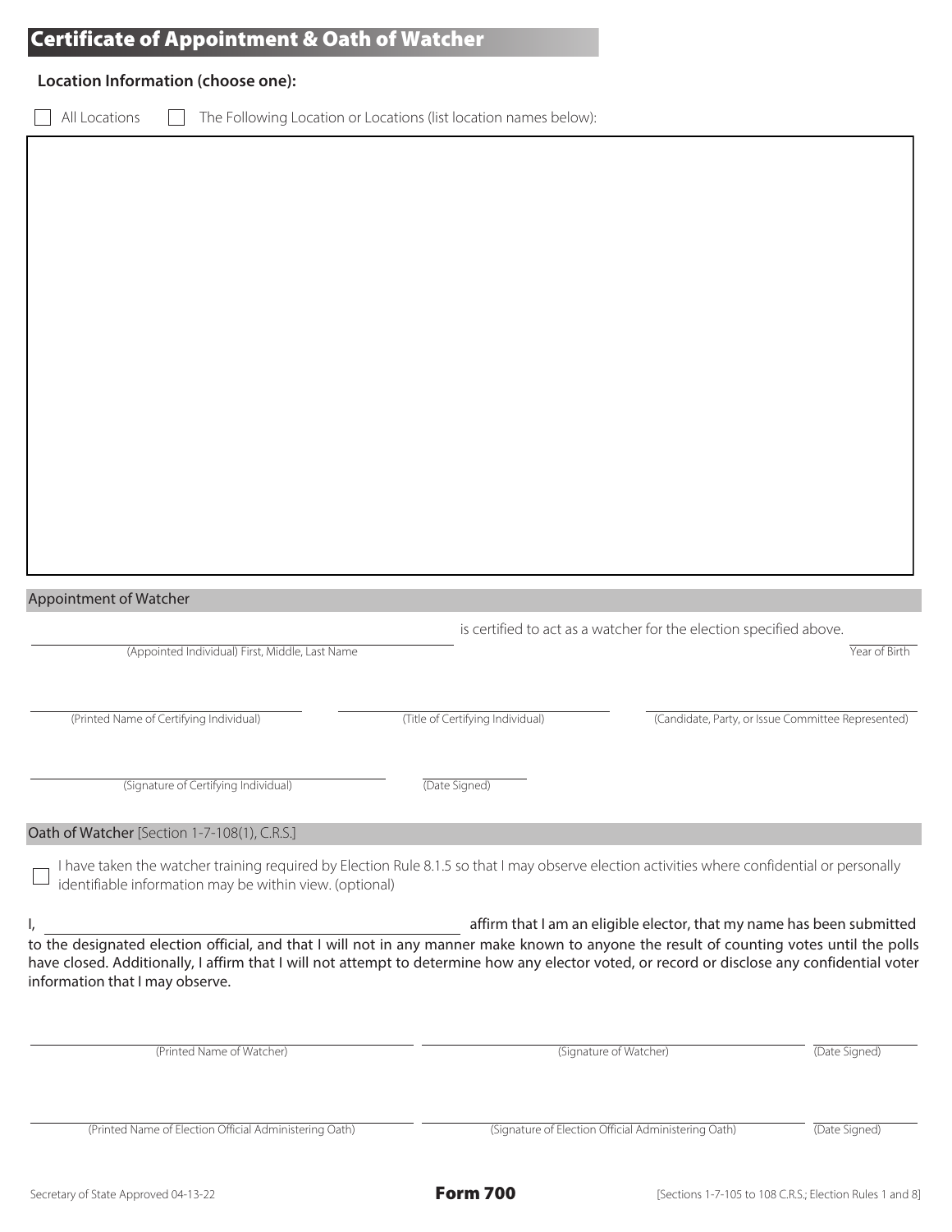# Certificate of Appointment & Oath of Watcher

**Location Information (choose one):**

☐ All Locations ☐ The Following Location or Locations (list location names below):

## Appointment of Watcher

______________________________ is certified to act as a watcher for the election specified above. ________

(Appointed Individual) First, Middle, Last Name — Year of Birth

______________________________ ______________________________ ______________________________

(Printed Name of Certifying Individual) (Title of Certifying Individual) (Candidate, Party, or Issue Committee Represented)

______________________________ ______________

(Signature of Certifying Individual) (Date Signed)

## Oath of Watcher [Section 1-7-108(1), C.R.S.]

☐ I have taken the watcher training required by Election Rule 8.1.5 so that I may observe election activities where confidential or personally identifiable information may be within view. (optional)

I, ______________________________ affirm that I am an eligible elector, that my name has been submitted to the designated election official, and that I will not in any manner make known to anyone the result of counting votes until the polls have closed. Additionally, I affirm that I will not attempt to determine how any elector voted, or record or disclose any confidential voter information that I may observe.

______________________________ ______________________________ ______________

(Printed Name of Watcher) (Signature of Watcher) (Date Signed)

______________________________ ______________________________ ______________

(Printed Name of Election Official Administering Oath) (Signature of Election Official Administering Oath) (Date Signed)

Secretary of State Approved 04-13-22

**Form 700**

[Sections 1-7-105 to 108 C.R.S.; Election Rules 1 and 8]